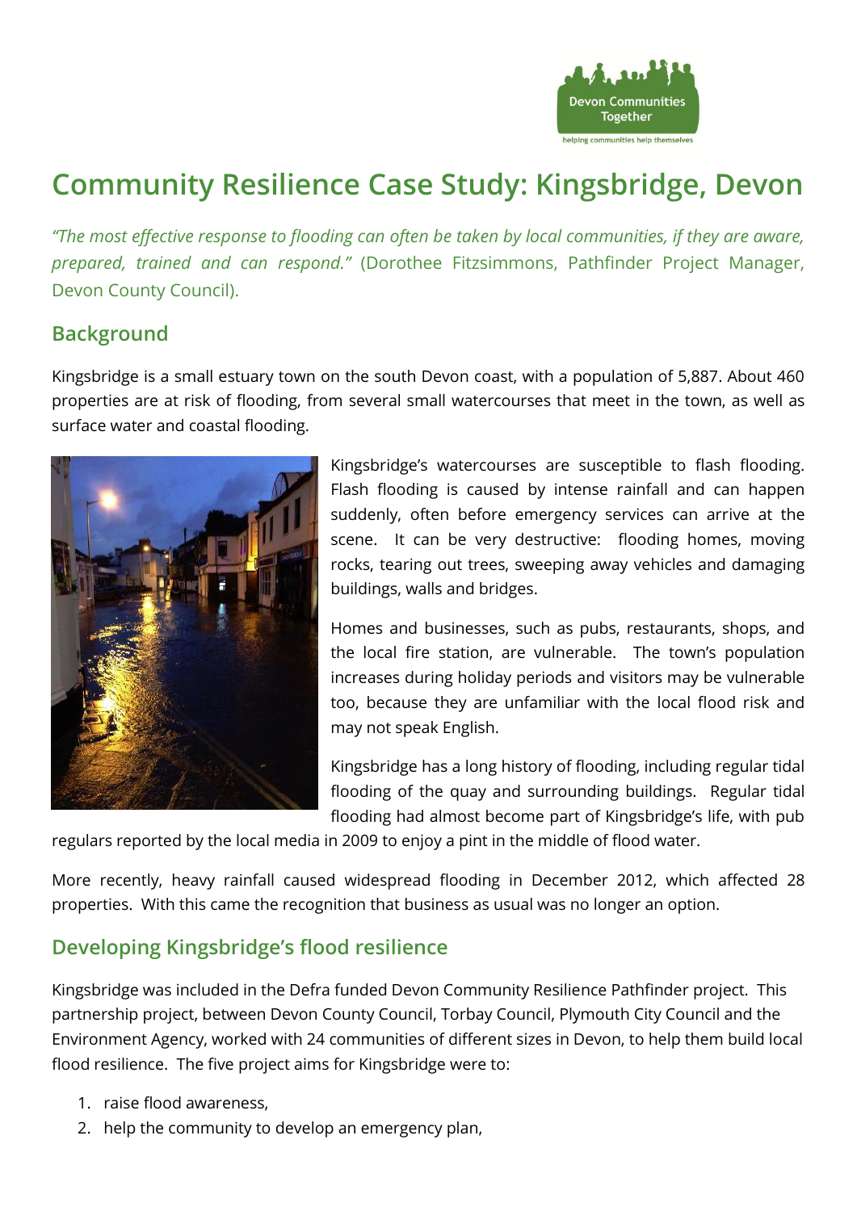# Community Resilience Case Study: Kingsbridge, Devon

*"The most effective response to flooding can often be taken by local communities, if they are aware, prepared, trained and can respond."* (Dorothee Fitzsimmons, Pathfinder Project Manager, Devon County Council).

## Background

Kingsbridge is a small estuary town on the south Devon coast, with a population of 5,887. About 460 properties are at risk of flooding, from several small watercourses that meet in the town, as well as surface water and coastal flooding.

Kingsbridge's watercourses are susceptible to flash flooding. Flash flooding is caused by intense rainfall and can happen suddenly, often before emergency services can arrive at the scene. It can be very destructive: flooding homes, moving rocks, tearing out trees, sweeping away vehicles and damaging buildings, walls and bridges.

Homes and businesses, such as pubs, restaurants, shops, and the local fire station, are vulnerable. The town's population increases during holiday periods and visitors may be vulnerable too, because they are unfamiliar with the local flood risk and may not speak English.

Kingsbridge has a long history of flooding, including regular tidal flooding of the quay and surrounding buildings. Regular tidal flooding had almost become part of Kingsbridge's life, with pub regulars reported by the local media in 2009 to enjoy a pint in the middle of flood water.

More recently, heavy rainfall caused widespread flooding in December 2012, which affected 28 properties. With this came the recognition that business as usual was no longer an option.

## Developing Kingsbridge's flood resilience

Kingsbridge was included in the Defra funded Devon Community Resilience Pathfinder project. This partnership project, between Devon County Council, Torbay Council, Plymouth City Council and the Environment Agency, worked with 24 communities of different sizes in Devon, to help them build local flood resilience. The five project aims for Kingsbridge were to:

1. raise flood awareness,
2. help the community to develop an emergency plan,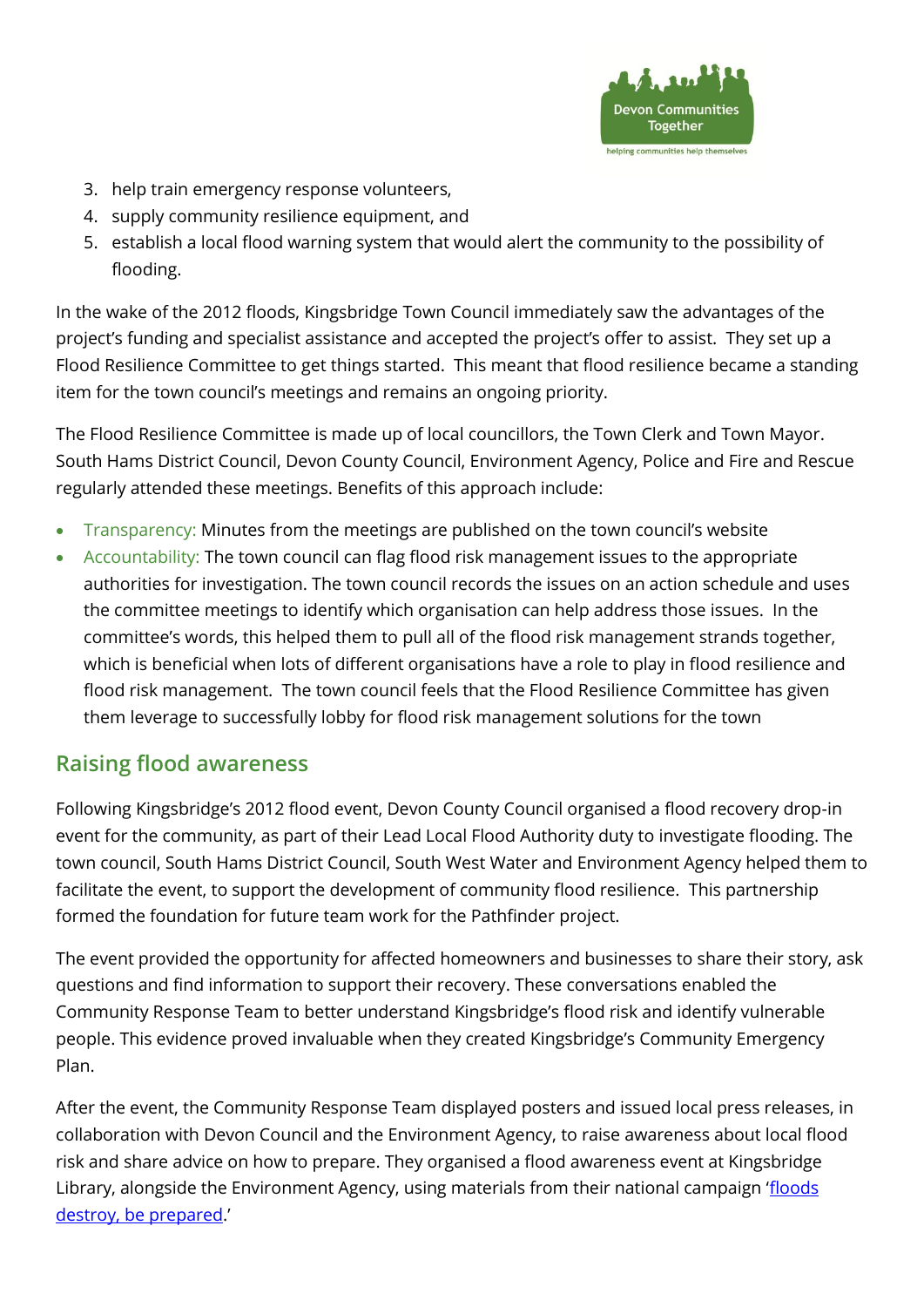3. help train emergency response volunteers,
4. supply community resilience equipment, and
5. establish a local flood warning system that would alert the community to the possibility of flooding.

In the wake of the 2012 floods, Kingsbridge Town Council immediately saw the advantages of the project's funding and specialist assistance and accepted the project's offer to assist. They set up a Flood Resilience Committee to get things started. This meant that flood resilience became a standing item for the town council's meetings and remains an ongoing priority.

The Flood Resilience Committee is made up of local councillors, the Town Clerk and Town Mayor. South Hams District Council, Devon County Council, Environment Agency, Police and Fire and Rescue regularly attended these meetings. Benefits of this approach include:

- Transparency: Minutes from the meetings are published on the town council's website
- Accountability: The town council can flag flood risk management issues to the appropriate authorities for investigation. The town council records the issues on an action schedule and uses the committee meetings to identify which organisation can help address those issues. In the committee's words, this helped them to pull all of the flood risk management strands together, which is beneficial when lots of different organisations have a role to play in flood resilience and flood risk management. The town council feels that the Flood Resilience Committee has given them leverage to successfully lobby for flood risk management solutions for the town

## Raising flood awareness

Following Kingsbridge's 2012 flood event, Devon County Council organised a flood recovery drop-in event for the community, as part of their Lead Local Flood Authority duty to investigate flooding. The town council, South Hams District Council, South West Water and Environment Agency helped them to facilitate the event, to support the development of community flood resilience. This partnership formed the foundation for future team work for the Pathfinder project.

The event provided the opportunity for affected homeowners and businesses to share their story, ask questions and find information to support their recovery. These conversations enabled the Community Response Team to better understand Kingsbridge's flood risk and identify vulnerable people. This evidence proved invaluable when they created Kingsbridge's Community Emergency Plan.

After the event, the Community Response Team displayed posters and issued local press releases, in collaboration with Devon Council and the Environment Agency, to raise awareness about local flood risk and share advice on how to prepare. They organised a flood awareness event at Kingsbridge Library, alongside the Environment Agency, using materials from their national campaign 'floods destroy, be prepared.'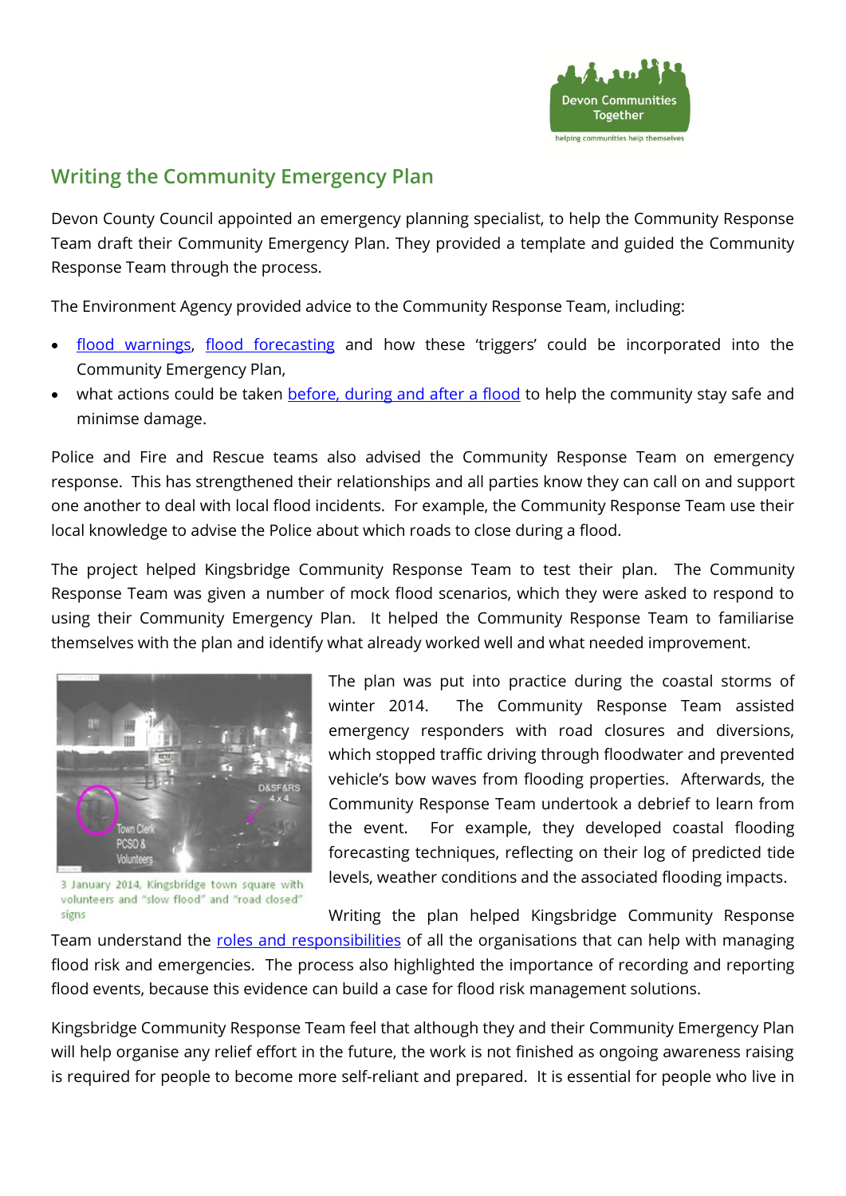## Writing the Community Emergency Plan

Devon County Council appointed an emergency planning specialist, to help the Community Response Team draft their Community Emergency Plan. They provided a template and guided the Community Response Team through the process.

The Environment Agency provided advice to the Community Response Team, including:

- flood warnings, flood forecasting and how these 'triggers' could be incorporated into the Community Emergency Plan,
- what actions could be taken before, during and after a flood to help the community stay safe and minimse damage.

Police and Fire and Rescue teams also advised the Community Response Team on emergency response. This has strengthened their relationships and all parties know they can call on and support one another to deal with local flood incidents. For example, the Community Response Team use their local knowledge to advise the Police about which roads to close during a flood.

The project helped Kingsbridge Community Response Team to test their plan. The Community Response Team was given a number of mock flood scenarios, which they were asked to respond to using their Community Emergency Plan. It helped the Community Response Team to familiarise themselves with the plan and identify what already worked well and what needed improvement.

3 January 2014, Kingsbridge town square with volunteers and "slow flood" and "road closed" signs

The plan was put into practice during the coastal storms of winter 2014. The Community Response Team assisted emergency responders with road closures and diversions, which stopped traffic driving through floodwater and prevented vehicle's bow waves from flooding properties. Afterwards, the Community Response Team undertook a debrief to learn from the event. For example, they developed coastal flooding forecasting techniques, reflecting on their log of predicted tide levels, weather conditions and the associated flooding impacts.

Writing the plan helped Kingsbridge Community Response Team understand the roles and responsibilities of all the organisations that can help with managing flood risk and emergencies. The process also highlighted the importance of recording and reporting flood events, because this evidence can build a case for flood risk management solutions.

Kingsbridge Community Response Team feel that although they and their Community Emergency Plan will help organise any relief effort in the future, the work is not finished as ongoing awareness raising is required for people to become more self-reliant and prepared. It is essential for people who live in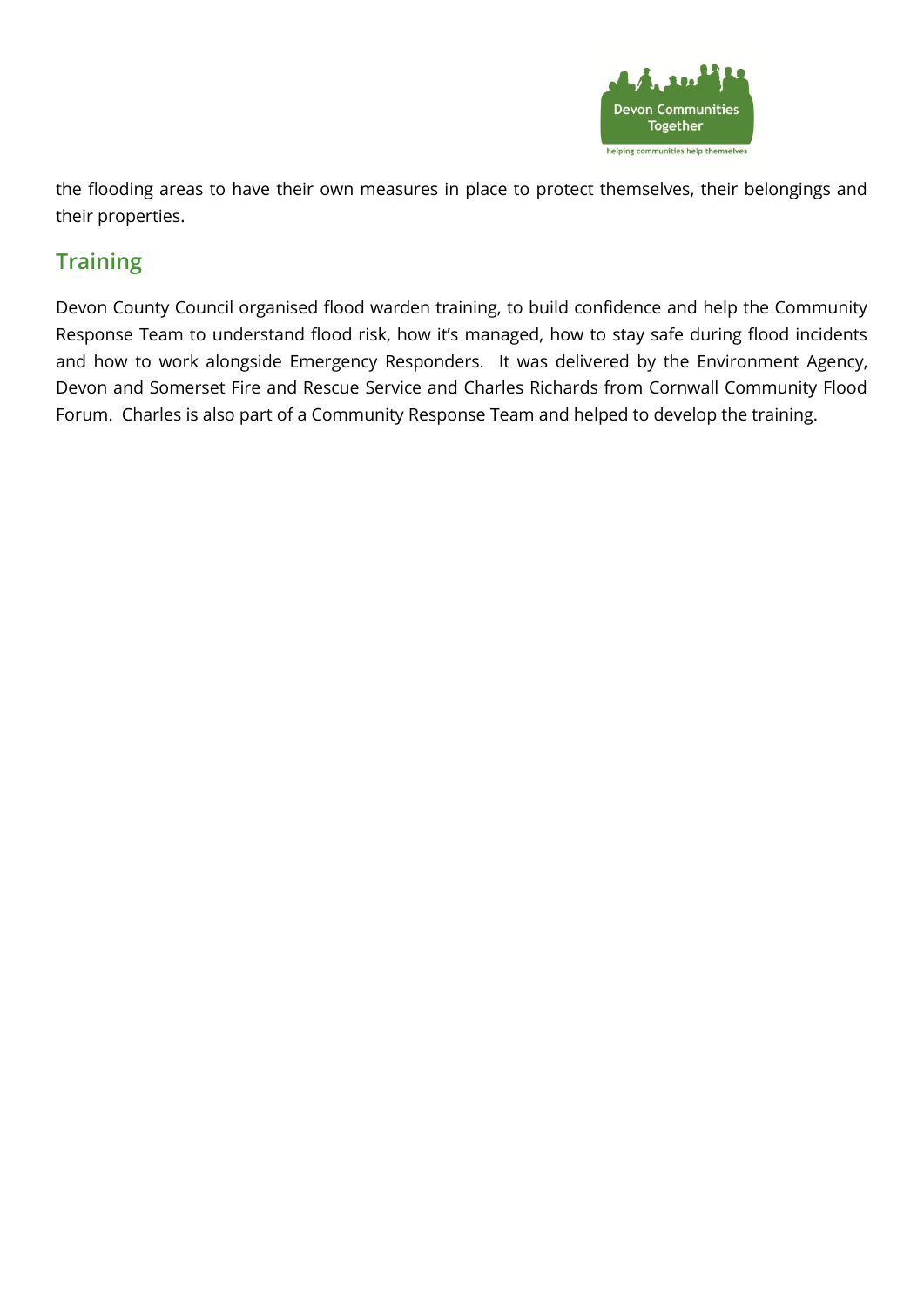the flooding areas to have their own measures in place to protect themselves, their belongings and their properties.

## Training

Devon County Council organised flood warden training, to build confidence and help the Community Response Team to understand flood risk, how it's managed, how to stay safe during flood incidents and how to work alongside Emergency Responders. It was delivered by the Environment Agency, Devon and Somerset Fire and Rescue Service and Charles Richards from Cornwall Community Flood Forum. Charles is also part of a Community Response Team and helped to develop the training.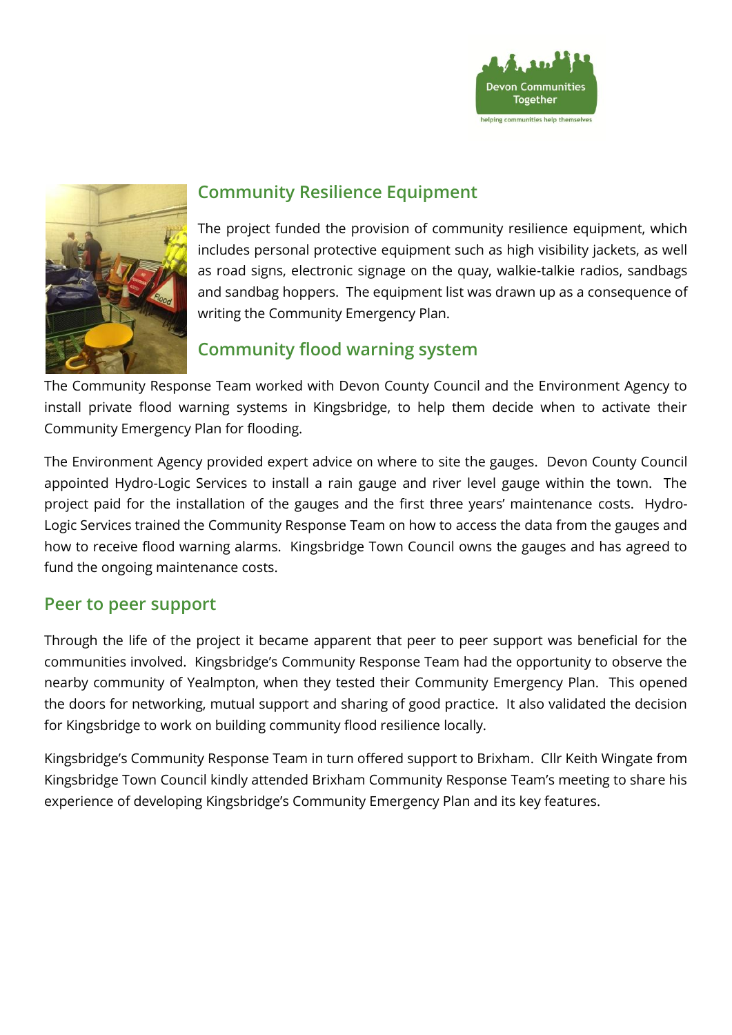## Community Resilience Equipment

The project funded the provision of community resilience equipment, which includes personal protective equipment such as high visibility jackets, as well as road signs, electronic signage on the quay, walkie-talkie radios, sandbags and sandbag hoppers. The equipment list was drawn up as a consequence of writing the Community Emergency Plan.

## Community flood warning system

The Community Response Team worked with Devon County Council and the Environment Agency to install private flood warning systems in Kingsbridge, to help them decide when to activate their Community Emergency Plan for flooding.

The Environment Agency provided expert advice on where to site the gauges. Devon County Council appointed Hydro-Logic Services to install a rain gauge and river level gauge within the town. The project paid for the installation of the gauges and the first three years' maintenance costs. Hydro-Logic Services trained the Community Response Team on how to access the data from the gauges and how to receive flood warning alarms. Kingsbridge Town Council owns the gauges and has agreed to fund the ongoing maintenance costs.

## Peer to peer support

Through the life of the project it became apparent that peer to peer support was beneficial for the communities involved. Kingsbridge's Community Response Team had the opportunity to observe the nearby community of Yealmpton, when they tested their Community Emergency Plan. This opened the doors for networking, mutual support and sharing of good practice. It also validated the decision for Kingsbridge to work on building community flood resilience locally.

Kingsbridge's Community Response Team in turn offered support to Brixham. Cllr Keith Wingate from Kingsbridge Town Council kindly attended Brixham Community Response Team's meeting to share his experience of developing Kingsbridge's Community Emergency Plan and its key features.